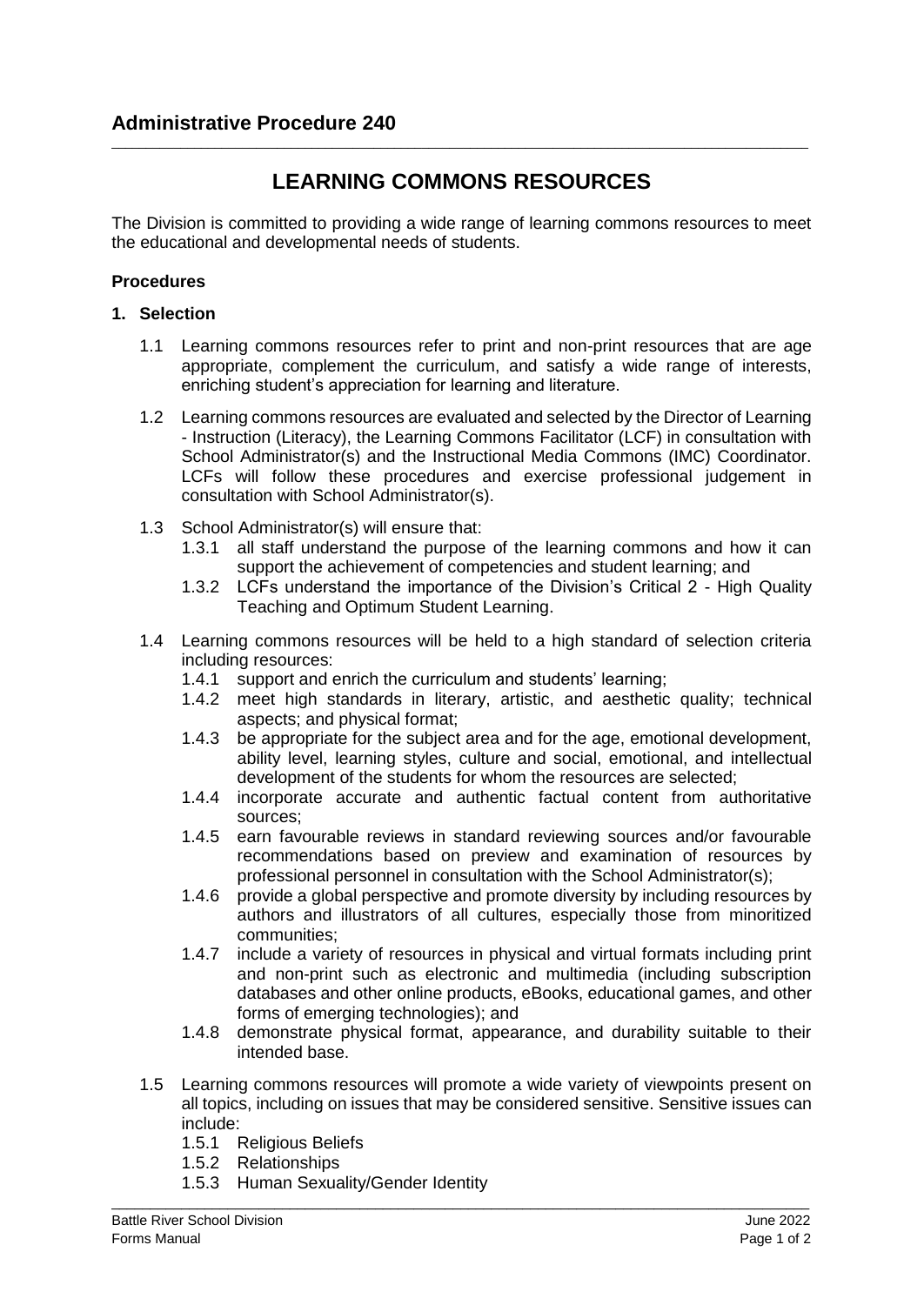# Administrative Procedure 240

## LEARNING COMMONS RESOURCES

The Division is committed to providing a wide range of learning commons resources to meet the educational and developmental needs of students.

### Procedures

**1. Selection**

1.1 Learning commons resources refer to print and non-print resources that are age appropriate, complement the curriculum, and satisfy a wide range of interests, enriching student's appreciation for learning and literature.

1.2 Learning commons resources are evaluated and selected by the Director of Learning - Instruction (Literacy), the Learning Commons Facilitator (LCF) in consultation with School Administrator(s) and the Instructional Media Commons (IMC) Coordinator. LCFs will follow these procedures and exercise professional judgement in consultation with School Administrator(s).

1.3 School Administrator(s) will ensure that:

- 1.3.1 all staff understand the purpose of the learning commons and how it can support the achievement of competencies and student learning; and
- 1.3.2 LCFs understand the importance of the Division's Critical 2 - High Quality Teaching and Optimum Student Learning.

1.4 Learning commons resources will be held to a high standard of selection criteria including resources:

- 1.4.1 support and enrich the curriculum and students' learning;
- 1.4.2 meet high standards in literary, artistic, and aesthetic quality; technical aspects; and physical format;
- 1.4.3 be appropriate for the subject area and for the age, emotional development, ability level, learning styles, culture and social, emotional, and intellectual development of the students for whom the resources are selected;
- 1.4.4 incorporate accurate and authentic factual content from authoritative sources;
- 1.4.5 earn favourable reviews in standard reviewing sources and/or favourable recommendations based on preview and examination of resources by professional personnel in consultation with the School Administrator(s);
- 1.4.6 provide a global perspective and promote diversity by including resources by authors and illustrators of all cultures, especially those from minoritized communities;
- 1.4.7 include a variety of resources in physical and virtual formats including print and non-print such as electronic and multimedia (including subscription databases and other online products, eBooks, educational games, and other forms of emerging technologies); and
- 1.4.8 demonstrate physical format, appearance, and durability suitable to their intended base.

1.5 Learning commons resources will promote a wide variety of viewpoints present on all topics, including on issues that may be considered sensitive. Sensitive issues can include:

- 1.5.1 Religious Beliefs
- 1.5.2 Relationships
- 1.5.3 Human Sexuality/Gender Identity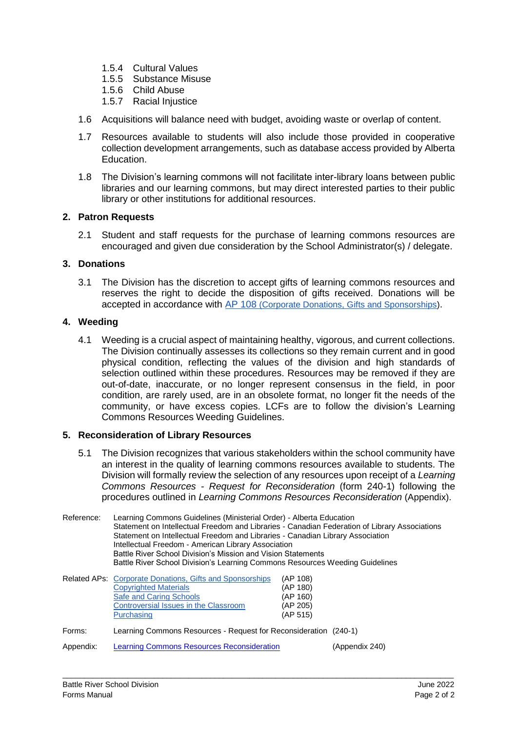- 1.5.4 Cultural Values
    - 1.5.5 Substance Misuse
    - 1.5.6 Child Abuse
    - 1.5.7 Racial Injustice

1.6 Acquisitions will balance need with budget, avoiding waste or overlap of content.

1.7 Resources available to students will also include those provided in cooperative collection development arrangements, such as database access provided by Alberta Education.

1.8 The Division's learning commons will not facilitate inter-library loans between public libraries and our learning commons, but may direct interested parties to their public library or other institutions for additional resources.

## 2. Patron Requests

2.1 Student and staff requests for the purchase of learning commons resources are encouraged and given due consideration by the School Administrator(s) / delegate.

## 3. Donations

3.1 The Division has the discretion to accept gifts of learning commons resources and reserves the right to decide the disposition of gifts received. Donations will be accepted in accordance with AP 108 (Corporate Donations, Gifts and Sponsorships).

## 4. Weeding

4.1 Weeding is a crucial aspect of maintaining healthy, vigorous, and current collections. The Division continually assesses its collections so they remain current and in good physical condition, reflecting the values of the division and high standards of selection outlined within these procedures. Resources may be removed if they are out-of-date, inaccurate, or no longer represent consensus in the field, in poor condition, are rarely used, are in an obsolete format, no longer fit the needs of the community, or have excess copies. LCFs are to follow the division's Learning Commons Resources Weeding Guidelines.

## 5. Reconsideration of Library Resources

5.1 The Division recognizes that various stakeholders within the school community have an interest in the quality of learning commons resources available to students. The Division will formally review the selection of any resources upon receipt of a *Learning Commons Resources - Request for Reconsideration* (form 240-1) following the procedures outlined in *Learning Commons Resources Reconsideration* (Appendix).

Reference:
- Learning Commons Guidelines (Ministerial Order) - Alberta Education
- Statement on Intellectual Freedom and Libraries - Canadian Federation of Library Associations
- Statement on Intellectual Freedom and Libraries - Canadian Library Association
- Intellectual Freedom - American Library Association
- Battle River School Division's Mission and Vision Statements
- Battle River School Division's Learning Commons Resources Weeding Guidelines

Related APs:
- Corporate Donations, Gifts and Sponsorships (AP 108)
- Copyrighted Materials (AP 180)
- Safe and Caring Schools (AP 160)
- Controversial Issues in the Classroom (AP 205)
- Purchasing (AP 515)

Forms: Learning Commons Resources - Request for Reconsideration (240-1)

Appendix: Learning Commons Resources Reconsideration (Appendix 240)